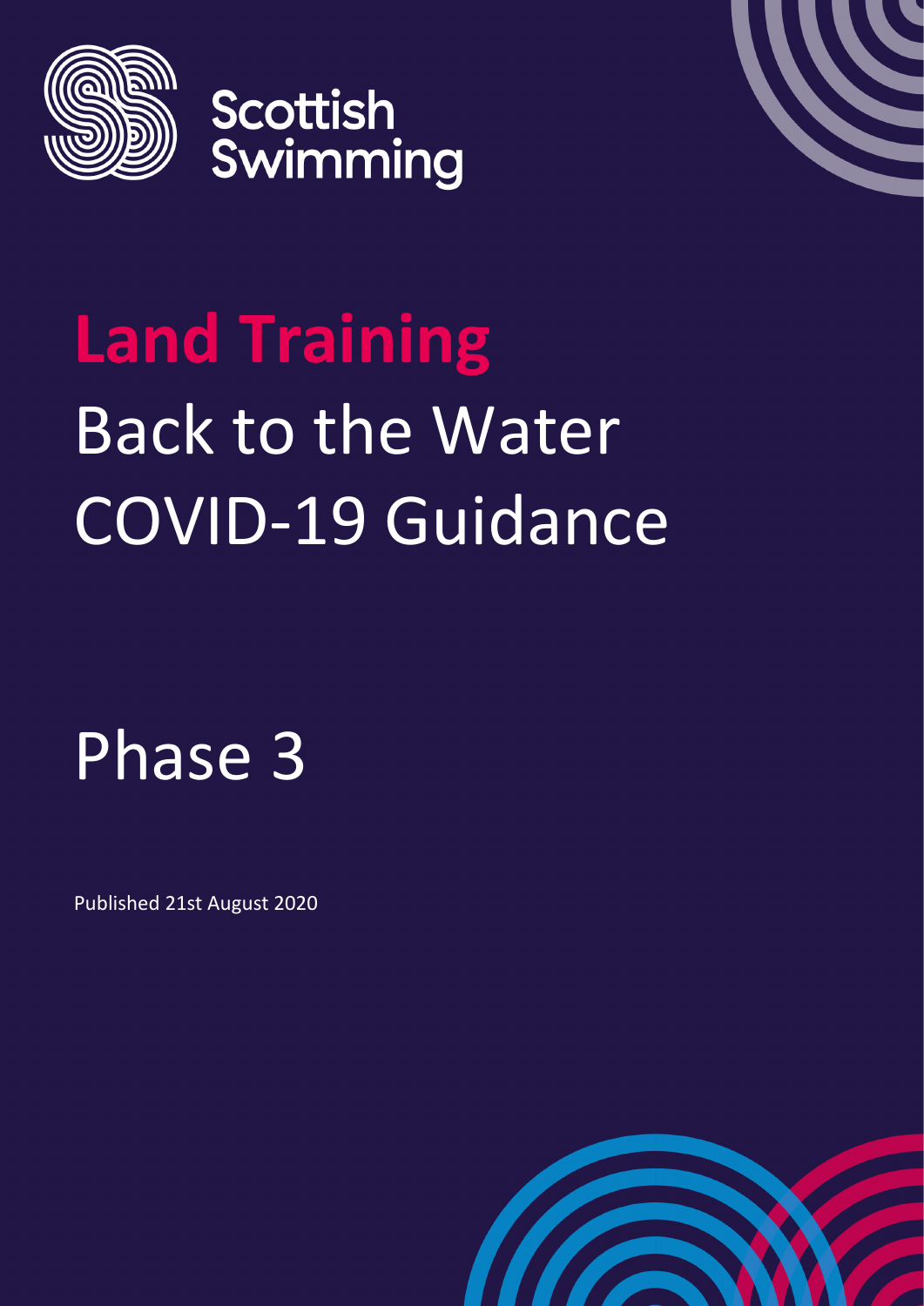Scottish Swimming

# Land Training

# Back to the Water COVID-19 Guidance

# Phase 3

Published 21st August 2020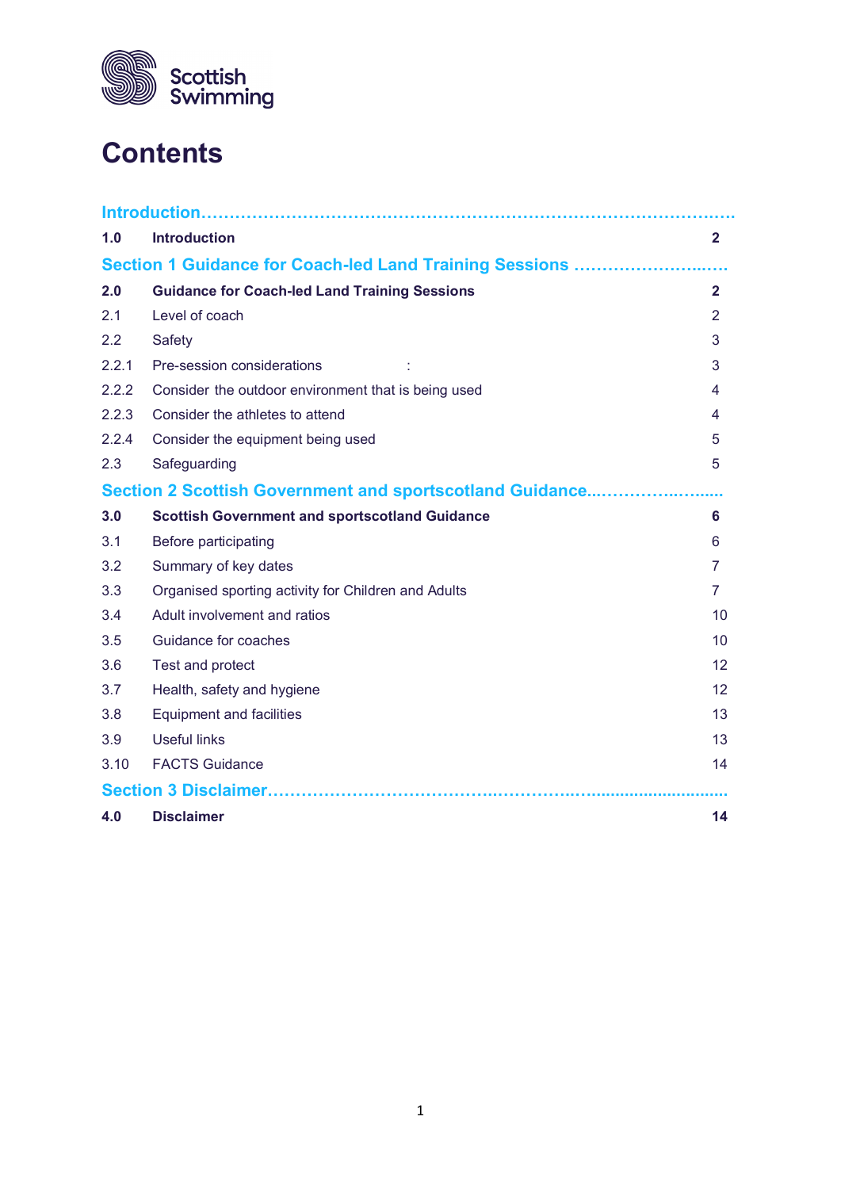Scottish Swimming

# Contents

| | | |
|---|---|---|
| **Introduction………………………………………………………………………………………** | | |
| **1.0** | **Introduction** | **2** |
| **Section 1 Guidance for Coach-led Land Training Sessions ………………………..……** | | |
| **2.0** | **Guidance for Coach-led Land Training Sessions** | **2** |
| 2.1 | Level of coach | 2 |
| 2.2 | Safety | 3 |
| 2.2.1 | Pre-session considerations : | 3 |
| 2.2.2 | Consider the outdoor environment that is being used | 4 |
| 2.2.3 | Consider the athletes to attend | 4 |
| 2.2.4 | Consider the equipment being used | 5 |
| 2.3 | Safeguarding | 5 |
| **Section 2 Scottish Government and sportscotland Guidance...…………..….......** | | |
| **3.0** | **Scottish Government and sportscotland Guidance** | **6** |
| 3.1 | Before participating | 6 |
| 3.2 | Summary of key dates | 7 |
| 3.3 | Organised sporting activity for Children and Adults | 7 |
| 3.4 | Adult involvement and ratios | 10 |
| 3.5 | Guidance for coaches | 10 |
| 3.6 | Test and protect | 12 |
| 3.7 | Health, safety and hygiene | 12 |
| 3.8 | Equipment and facilities | 13 |
| 3.9 | Useful links | 13 |
| 3.10 | FACTS Guidance | 14 |
| **Section 3 Disclaimer………………………………….……………..….............................** | | |
| **4.0** | **Disclaimer** | **14** |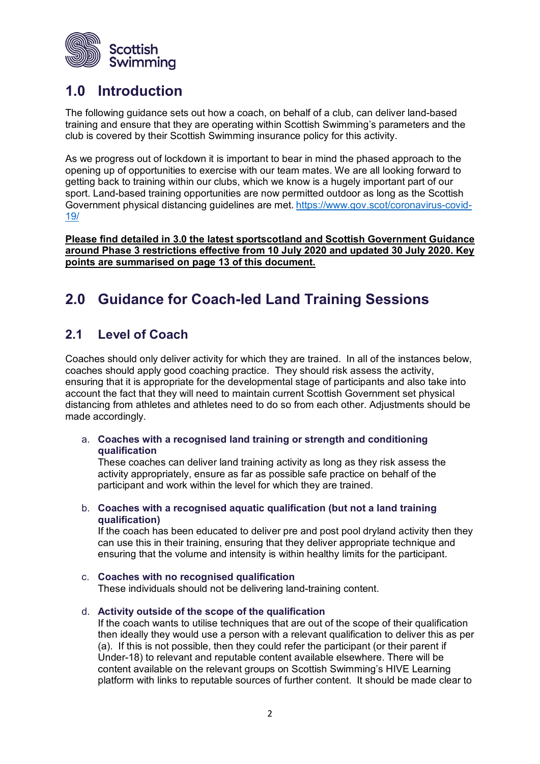## 1.0 Introduction

The following guidance sets out how a coach, on behalf of a club, can deliver land-based training and ensure that they are operating within Scottish Swimming's parameters and the club is covered by their Scottish Swimming insurance policy for this activity.

As we progress out of lockdown it is important to bear in mind the phased approach to the opening up of opportunities to exercise with our team mates. We are all looking forward to getting back to training within our clubs, which we know is a hugely important part of our sport. Land-based training opportunities are now permitted outdoor as long as the Scottish Government physical distancing guidelines are met. https://www.gov.scot/coronavirus-covid-19/

**Please find detailed in 3.0 the latest sportscotland and Scottish Government Guidance around Phase 3 restrictions effective from 10 July 2020 and updated 30 July 2020. Key points are summarised on page 13 of this document.**

## 2.0 Guidance for Coach-led Land Training Sessions

### 2.1 Level of Coach

Coaches should only deliver activity for which they are trained. In all of the instances below, coaches should apply good coaching practice. They should risk assess the activity, ensuring that it is appropriate for the developmental stage of participants and also take into account the fact that they will need to maintain current Scottish Government set physical distancing from athletes and athletes need to do so from each other. Adjustments should be made accordingly.

a. **Coaches with a recognised land training or strength and conditioning qualification**
   These coaches can deliver land training activity as long as they risk assess the activity appropriately, ensure as far as possible safe practice on behalf of the participant and work within the level for which they are trained.

b. **Coaches with a recognised aquatic qualification (but not a land training qualification)**
   If the coach has been educated to deliver pre and post pool dryland activity then they can use this in their training, ensuring that they deliver appropriate technique and ensuring that the volume and intensity is within healthy limits for the participant.

c. **Coaches with no recognised qualification**
   These individuals should not be delivering land-training content.

d. **Activity outside of the scope of the qualification**
   If the coach wants to utilise techniques that are out of the scope of their qualification then ideally they would use a person with a relevant qualification to deliver this as per (a). If this is not possible, then they could refer the participant (or their parent if Under-18) to relevant and reputable content available elsewhere. There will be content available on the relevant groups on Scottish Swimming's HIVE Learning platform with links to reputable sources of further content. It should be made clear to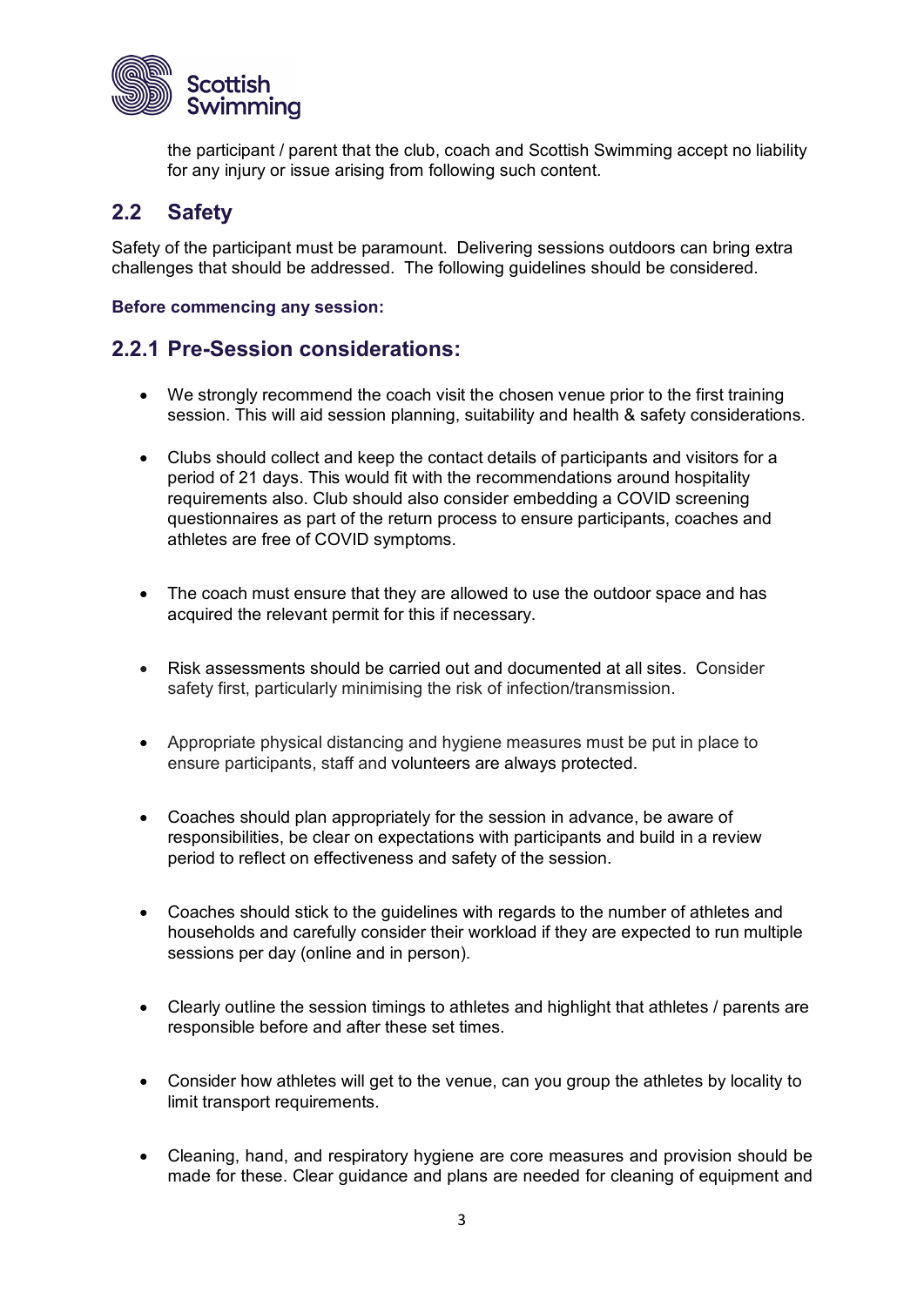the participant / parent that the club, coach and Scottish Swimming accept no liability for any injury or issue arising from following such content.

## 2.2 Safety

Safety of the participant must be paramount. Delivering sessions outdoors can bring extra challenges that should be addressed. The following guidelines should be considered.

**Before commencing any session:**

### 2.2.1 Pre-Session considerations:

- We strongly recommend the coach visit the chosen venue prior to the first training session. This will aid session planning, suitability and health & safety considerations.

- Clubs should collect and keep the contact details of participants and visitors for a period of 21 days. This would fit with the recommendations around hospitality requirements also. Club should also consider embedding a COVID screening questionnaires as part of the return process to ensure participants, coaches and athletes are free of COVID symptoms.

- The coach must ensure that they are allowed to use the outdoor space and has acquired the relevant permit for this if necessary.

- Risk assessments should be carried out and documented at all sites. Consider safety first, particularly minimising the risk of infection/transmission.

- Appropriate physical distancing and hygiene measures must be put in place to ensure participants, staff and volunteers are always protected.

- Coaches should plan appropriately for the session in advance, be aware of responsibilities, be clear on expectations with participants and build in a review period to reflect on effectiveness and safety of the session.

- Coaches should stick to the guidelines with regards to the number of athletes and households and carefully consider their workload if they are expected to run multiple sessions per day (online and in person).

- Clearly outline the session timings to athletes and highlight that athletes / parents are responsible before and after these set times.

- Consider how athletes will get to the venue, can you group the athletes by locality to limit transport requirements.

- Cleaning, hand, and respiratory hygiene are core measures and provision should be made for these. Clear guidance and plans are needed for cleaning of equipment and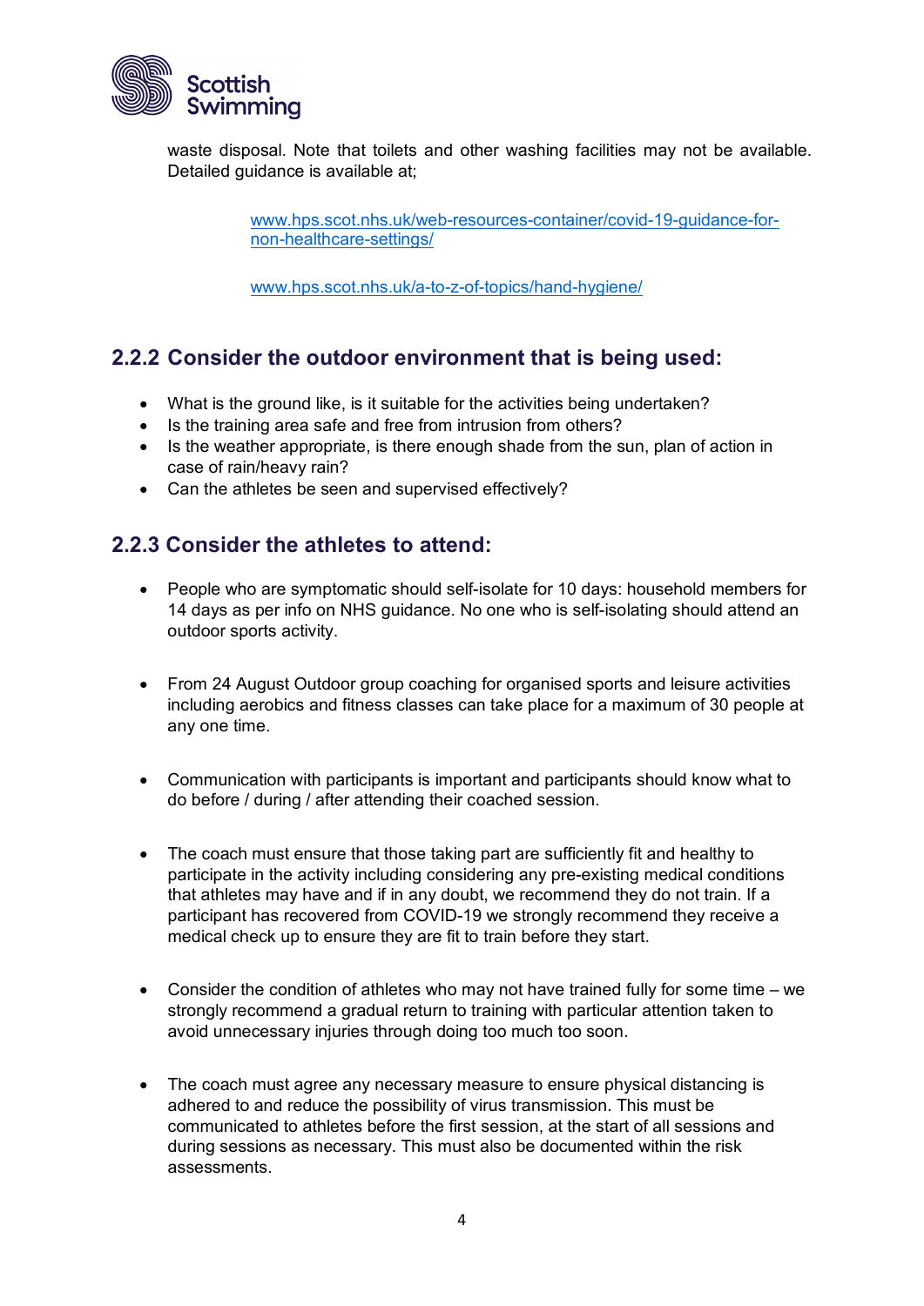waste disposal. Note that toilets and other washing facilities may not be available. Detailed guidance is available at;

www.hps.scot.nhs.uk/web-resources-container/covid-19-guidance-for-non-healthcare-settings/

www.hps.scot.nhs.uk/a-to-z-of-topics/hand-hygiene/

### 2.2.2 Consider the outdoor environment that is being used:

- What is the ground like, is it suitable for the activities being undertaken?
- Is the training area safe and free from intrusion from others?
- Is the weather appropriate, is there enough shade from the sun, plan of action in case of rain/heavy rain?
- Can the athletes be seen and supervised effectively?

### 2.2.3 Consider the athletes to attend:

- People who are symptomatic should self-isolate for 10 days: household members for 14 days as per info on NHS guidance. No one who is self-isolating should attend an outdoor sports activity.

- From 24 August Outdoor group coaching for organised sports and leisure activities including aerobics and fitness classes can take place for a maximum of 30 people at any one time.

- Communication with participants is important and participants should know what to do before / during / after attending their coached session.

- The coach must ensure that those taking part are sufficiently fit and healthy to participate in the activity including considering any pre-existing medical conditions that athletes may have and if in any doubt, we recommend they do not train. If a participant has recovered from COVID-19 we strongly recommend they receive a medical check up to ensure they are fit to train before they start.

- Consider the condition of athletes who may not have trained fully for some time – we strongly recommend a gradual return to training with particular attention taken to avoid unnecessary injuries through doing too much too soon.

- The coach must agree any necessary measure to ensure physical distancing is adhered to and reduce the possibility of virus transmission. This must be communicated to athletes before the first session, at the start of all sessions and during sessions as necessary. This must also be documented within the risk assessments.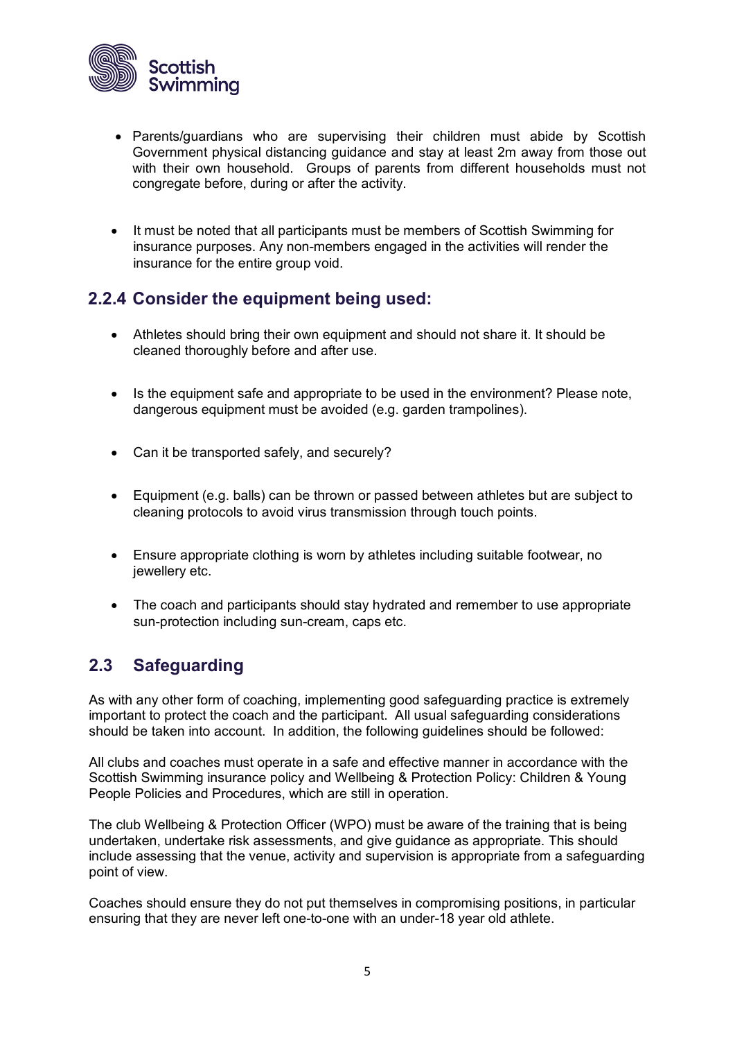- Parents/guardians who are supervising their children must abide by Scottish Government physical distancing guidance and stay at least 2m away from those out with their own household. Groups of parents from different households must not congregate before, during or after the activity.

- It must be noted that all participants must be members of Scottish Swimming for insurance purposes. Any non-members engaged in the activities will render the insurance for the entire group void.

### 2.2.4 Consider the equipment being used:

- Athletes should bring their own equipment and should not share it. It should be cleaned thoroughly before and after use.

- Is the equipment safe and appropriate to be used in the environment? Please note, dangerous equipment must be avoided (e.g. garden trampolines).

- Can it be transported safely, and securely?

- Equipment (e.g. balls) can be thrown or passed between athletes but are subject to cleaning protocols to avoid virus transmission through touch points.

- Ensure appropriate clothing is worn by athletes including suitable footwear, no jewellery etc.

- The coach and participants should stay hydrated and remember to use appropriate sun-protection including sun-cream, caps etc.

## 2.3 Safeguarding

As with any other form of coaching, implementing good safeguarding practice is extremely important to protect the coach and the participant. All usual safeguarding considerations should be taken into account. In addition, the following guidelines should be followed:

All clubs and coaches must operate in a safe and effective manner in accordance with the Scottish Swimming insurance policy and Wellbeing & Protection Policy: Children & Young People Policies and Procedures, which are still in operation.

The club Wellbeing & Protection Officer (WPO) must be aware of the training that is being undertaken, undertake risk assessments, and give guidance as appropriate. This should include assessing that the venue, activity and supervision is appropriate from a safeguarding point of view.

Coaches should ensure they do not put themselves in compromising positions, in particular ensuring that they are never left one-to-one with an under-18 year old athlete.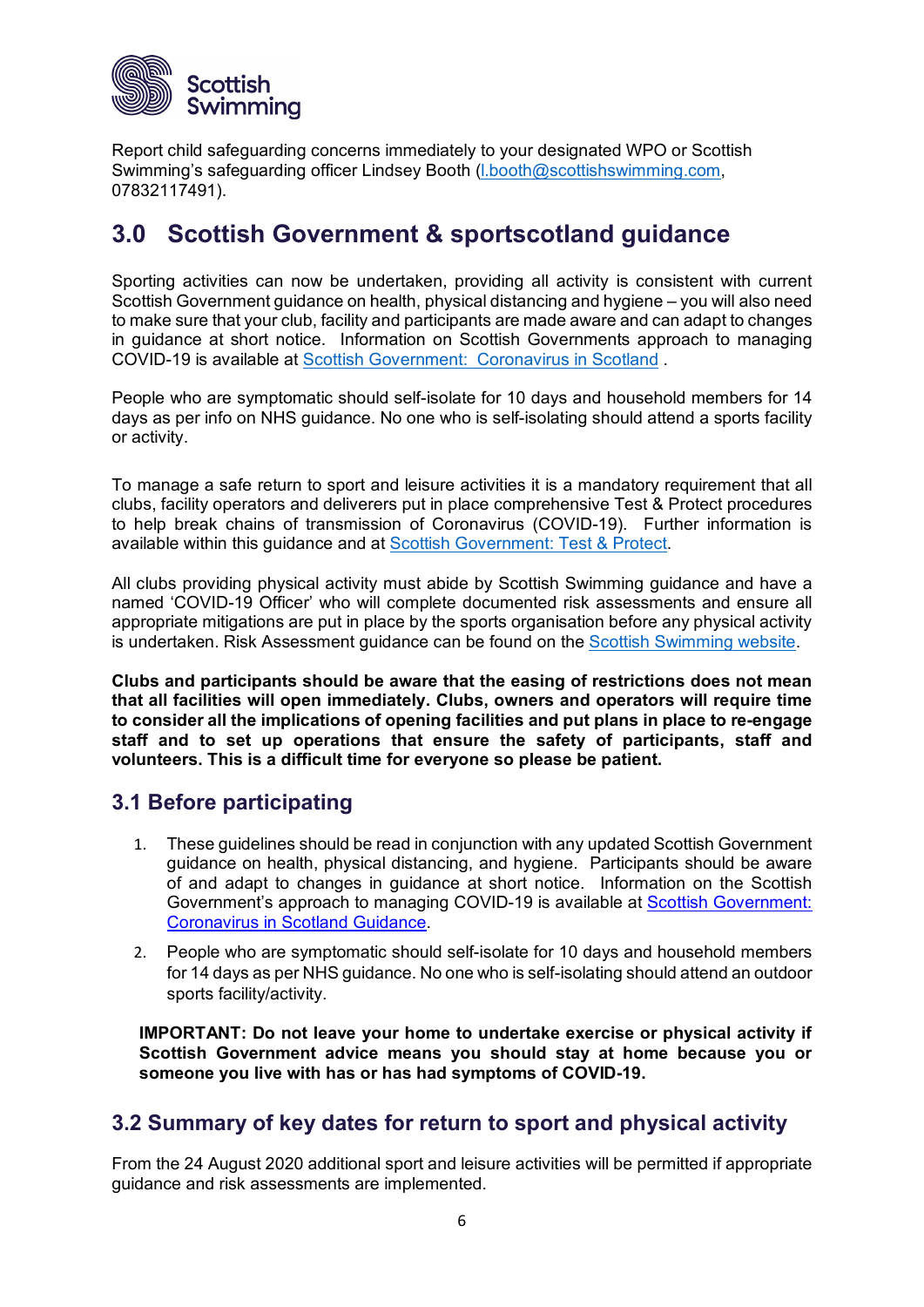Report child safeguarding concerns immediately to your designated WPO or Scottish Swimming's safeguarding officer Lindsey Booth (l.booth@scottishswimming.com, 07832117491).

# 3.0 Scottish Government & sportscotland guidance

Sporting activities can now be undertaken, providing all activity is consistent with current Scottish Government guidance on health, physical distancing and hygiene – you will also need to make sure that your club, facility and participants are made aware and can adapt to changes in guidance at short notice. Information on Scottish Governments approach to managing COVID-19 is available at [Scottish Government: Coronavirus in Scotland](#) .

People who are symptomatic should self-isolate for 10 days and household members for 14 days as per info on NHS guidance. No one who is self-isolating should attend a sports facility or activity.

To manage a safe return to sport and leisure activities it is a mandatory requirement that all clubs, facility operators and deliverers put in place comprehensive Test & Protect procedures to help break chains of transmission of Coronavirus (COVID-19). Further information is available within this guidance and at [Scottish Government: Test & Protect](#).

All clubs providing physical activity must abide by Scottish Swimming guidance and have a named 'COVID-19 Officer' who will complete documented risk assessments and ensure all appropriate mitigations are put in place by the sports organisation before any physical activity is undertaken. Risk Assessment guidance can be found on the [Scottish Swimming website](#).

**Clubs and participants should be aware that the easing of restrictions does not mean that all facilities will open immediately. Clubs, owners and operators will require time to consider all the implications of opening facilities and put plans in place to re-engage staff and to set up operations that ensure the safety of participants, staff and volunteers. This is a difficult time for everyone so please be patient.**

## 3.1 Before participating

1. These guidelines should be read in conjunction with any updated Scottish Government guidance on health, physical distancing, and hygiene. Participants should be aware of and adapt to changes in guidance at short notice. Information on the Scottish Government's approach to managing COVID-19 is available at [Scottish Government: Coronavirus in Scotland Guidance](#).
2. People who are symptomatic should self-isolate for 10 days and household members for 14 days as per NHS guidance. No one who is self-isolating should attend an outdoor sports facility/activity.

**IMPORTANT: Do not leave your home to undertake exercise or physical activity if Scottish Government advice means you should stay at home because you or someone you live with has or has had symptoms of COVID-19.**

## 3.2 Summary of key dates for return to sport and physical activity

From the 24 August 2020 additional sport and leisure activities will be permitted if appropriate guidance and risk assessments are implemented.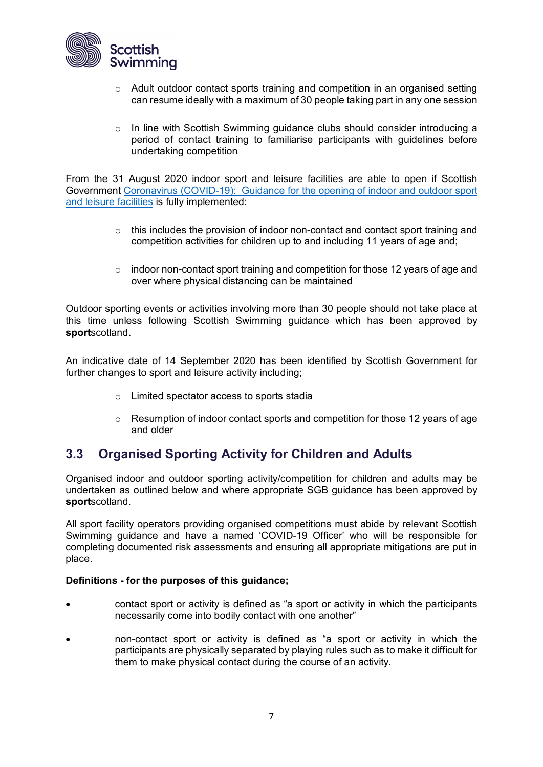- Adult outdoor contact sports training and competition in an organised setting can resume ideally with a maximum of 30 people taking part in any one session

- In line with Scottish Swimming guidance clubs should consider introducing a period of contact training to familiarise participants with guidelines before undertaking competition

From the 31 August 2020 indoor sport and leisure facilities are able to open if Scottish Government [Coronavirus (COVID-19): Guidance for the opening of indoor and outdoor sport and leisure facilities]() is fully implemented:

- this includes the provision of indoor non-contact and contact sport training and competition activities for children up to and including 11 years of age and;

- indoor non-contact sport training and competition for those 12 years of age and over where physical distancing can be maintained

Outdoor sporting events or activities involving more than 30 people should not take place at this time unless following Scottish Swimming guidance which has been approved by **sport**scotland.

An indicative date of 14 September 2020 has been identified by Scottish Government for further changes to sport and leisure activity including;

- Limited spectator access to sports stadia

- Resumption of indoor contact sports and competition for those 12 years of age and older

## 3.3 Organised Sporting Activity for Children and Adults

Organised indoor and outdoor sporting activity/competition for children and adults may be undertaken as outlined below and where appropriate SGB guidance has been approved by **sport**scotland.

All sport facility operators providing organised competitions must abide by relevant Scottish Swimming guidance and have a named 'COVID-19 Officer' who will be responsible for completing documented risk assessments and ensuring all appropriate mitigations are put in place.

**Definitions - for the purposes of this guidance;**

- contact sport or activity is defined as "a sport or activity in which the participants necessarily come into bodily contact with one another"

- non-contact sport or activity is defined as "a sport or activity in which the participants are physically separated by playing rules such as to make it difficult for them to make physical contact during the course of an activity.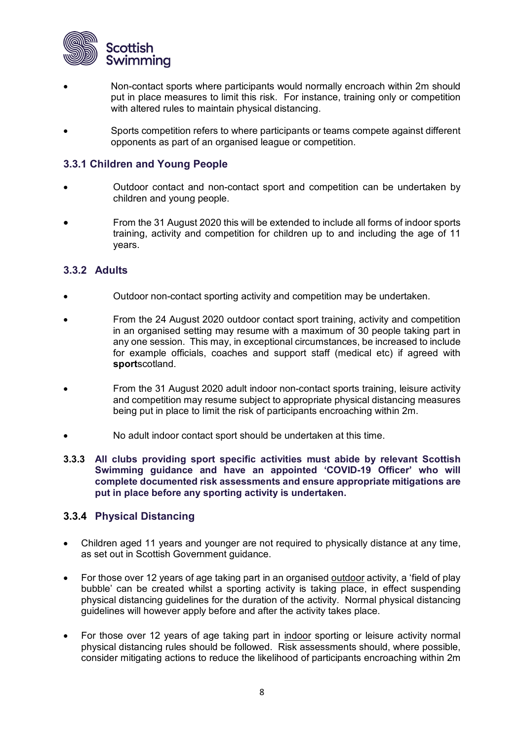- Non-contact sports where participants would normally encroach within 2m should put in place measures to limit this risk. For instance, training only or competition with altered rules to maintain physical distancing.
- Sports competition refers to where participants or teams compete against different opponents as part of an organised league or competition.

### 3.3.1 Children and Young People

- Outdoor contact and non-contact sport and competition can be undertaken by children and young people.
- From the 31 August 2020 this will be extended to include all forms of indoor sports training, activity and competition for children up to and including the age of 11 years.

### 3.3.2 Adults

- Outdoor non-contact sporting activity and competition may be undertaken.
- From the 24 August 2020 outdoor contact sport training, activity and competition in an organised setting may resume with a maximum of 30 people taking part in any one session. This may, in exceptional circumstances, be increased to include for example officials, coaches and support staff (medical etc) if agreed with **sport**scotland.
- From the 31 August 2020 adult indoor non-contact sports training, leisure activity and competition may resume subject to appropriate physical distancing measures being put in place to limit the risk of participants encroaching within 2m.
- No adult indoor contact sport should be undertaken at this time.

**3.3.3 All clubs providing sport specific activities must abide by relevant Scottish Swimming guidance and have an appointed 'COVID-19 Officer' who will complete documented risk assessments and ensure appropriate mitigations are put in place before any sporting activity is undertaken.**

### 3.3.4 Physical Distancing

- Children aged 11 years and younger are not required to physically distance at any time, as set out in Scottish Government guidance.
- For those over 12 years of age taking part in an organised outdoor activity, a 'field of play bubble' can be created whilst a sporting activity is taking place, in effect suspending physical distancing guidelines for the duration of the activity. Normal physical distancing guidelines will however apply before and after the activity takes place.
- For those over 12 years of age taking part in indoor sporting or leisure activity normal physical distancing rules should be followed. Risk assessments should, where possible, consider mitigating actions to reduce the likelihood of participants encroaching within 2m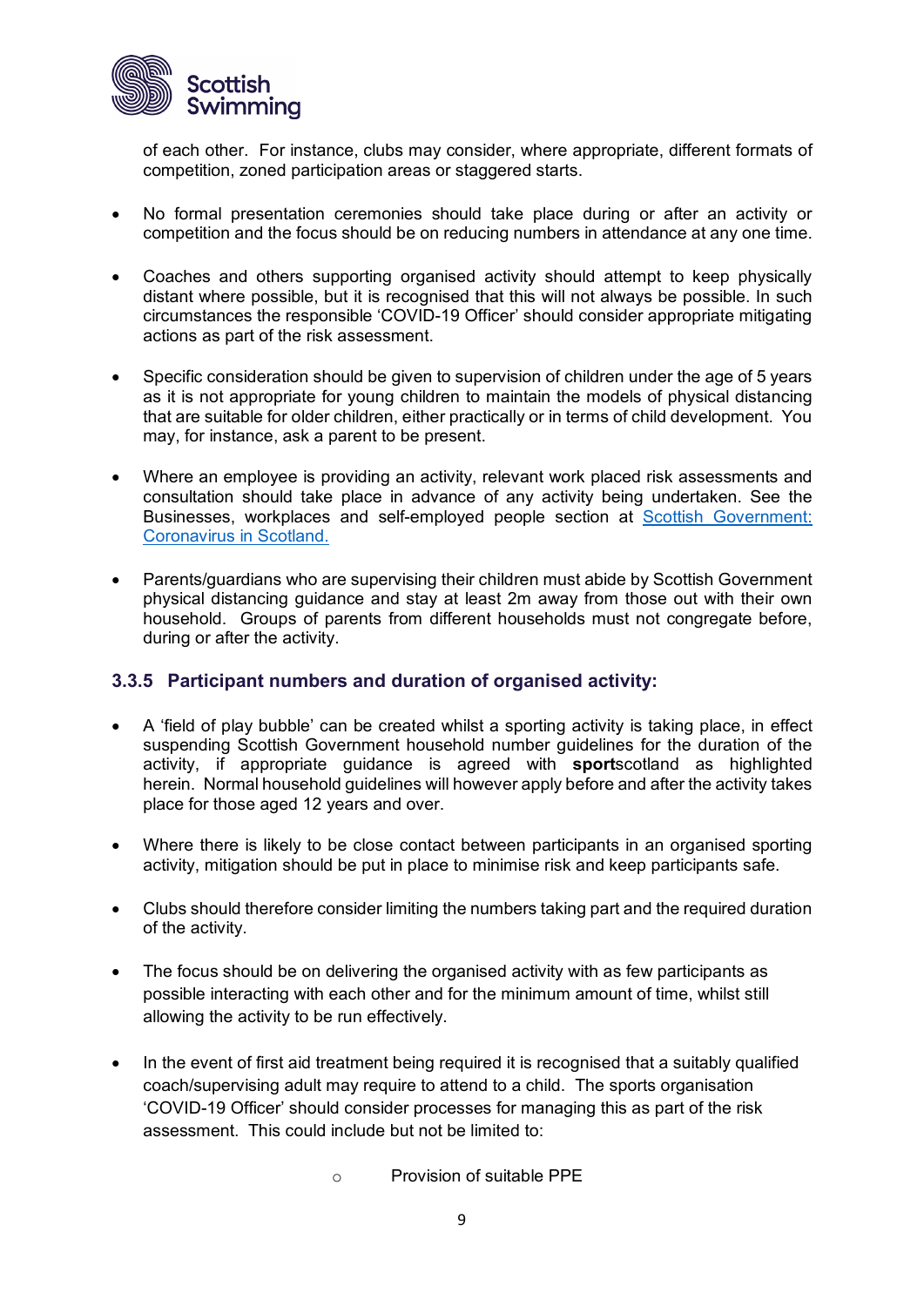of each other. For instance, clubs may consider, where appropriate, different formats of competition, zoned participation areas or staggered starts.

- No formal presentation ceremonies should take place during or after an activity or competition and the focus should be on reducing numbers in attendance at any one time.

- Coaches and others supporting organised activity should attempt to keep physically distant where possible, but it is recognised that this will not always be possible. In such circumstances the responsible 'COVID-19 Officer' should consider appropriate mitigating actions as part of the risk assessment.

- Specific consideration should be given to supervision of children under the age of 5 years as it is not appropriate for young children to maintain the models of physical distancing that are suitable for older children, either practically or in terms of child development. You may, for instance, ask a parent to be present.

- Where an employee is providing an activity, relevant work placed risk assessments and consultation should take place in advance of any activity being undertaken. See the Businesses, workplaces and self-employed people section at [Scottish Government: Coronavirus in Scotland.]()

- Parents/guardians who are supervising their children must abide by Scottish Government physical distancing guidance and stay at least 2m away from those out with their own household. Groups of parents from different households must not congregate before, during or after the activity.

### 3.3.5 Participant numbers and duration of organised activity:

- A 'field of play bubble' can be created whilst a sporting activity is taking place, in effect suspending Scottish Government household number guidelines for the duration of the activity, if appropriate guidance is agreed with **sport**scotland as highlighted herein. Normal household guidelines will however apply before and after the activity takes place for those aged 12 years and over.

- Where there is likely to be close contact between participants in an organised sporting activity, mitigation should be put in place to minimise risk and keep participants safe.

- Clubs should therefore consider limiting the numbers taking part and the required duration of the activity.

- The focus should be on delivering the organised activity with as few participants as possible interacting with each other and for the minimum amount of time, whilst still allowing the activity to be run effectively.

- In the event of first aid treatment being required it is recognised that a suitably qualified coach/supervising adult may require to attend to a child. The sports organisation 'COVID-19 Officer' should consider processes for managing this as part of the risk assessment. This could include but not be limited to:

    - Provision of suitable PPE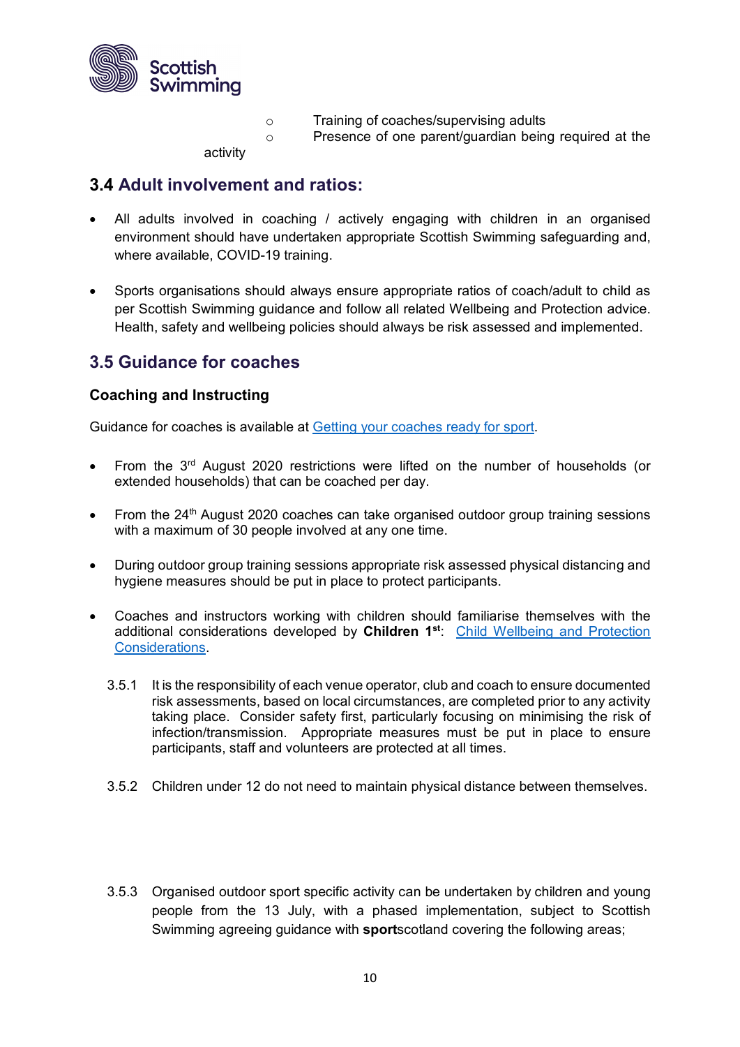- Training of coaches/supervising adults
  - Presence of one parent/guardian being required at the activity

## 3.4 Adult involvement and ratios:

- All adults involved in coaching / actively engaging with children in an organised environment should have undertaken appropriate Scottish Swimming safeguarding and, where available, COVID-19 training.

- Sports organisations should always ensure appropriate ratios of coach/adult to child as per Scottish Swimming guidance and follow all related Wellbeing and Protection advice. Health, safety and wellbeing policies should always be risk assessed and implemented.

## 3.5 Guidance for coaches

### Coaching and Instructing

Guidance for coaches is available at [Getting your coaches ready for sport](Getting your coaches ready for sport).

- From the 3rd August 2020 restrictions were lifted on the number of households (or extended households) that can be coached per day.

- From the 24th August 2020 coaches can take organised outdoor group training sessions with a maximum of 30 people involved at any one time.

- During outdoor group training sessions appropriate risk assessed physical distancing and hygiene measures should be put in place to protect participants.

- Coaches and instructors working with children should familiarise themselves with the additional considerations developed by **Children 1st**: [Child Wellbeing and Protection Considerations](Child Wellbeing and Protection Considerations).

3.5.1 It is the responsibility of each venue operator, club and coach to ensure documented risk assessments, based on local circumstances, are completed prior to any activity taking place. Consider safety first, particularly focusing on minimising the risk of infection/transmission. Appropriate measures must be put in place to ensure participants, staff and volunteers are protected at all times.

3.5.2 Children under 12 do not need to maintain physical distance between themselves.

3.5.3 Organised outdoor sport specific activity can be undertaken by children and young people from the 13 July, with a phased implementation, subject to Scottish Swimming agreeing guidance with **sport**scotland covering the following areas;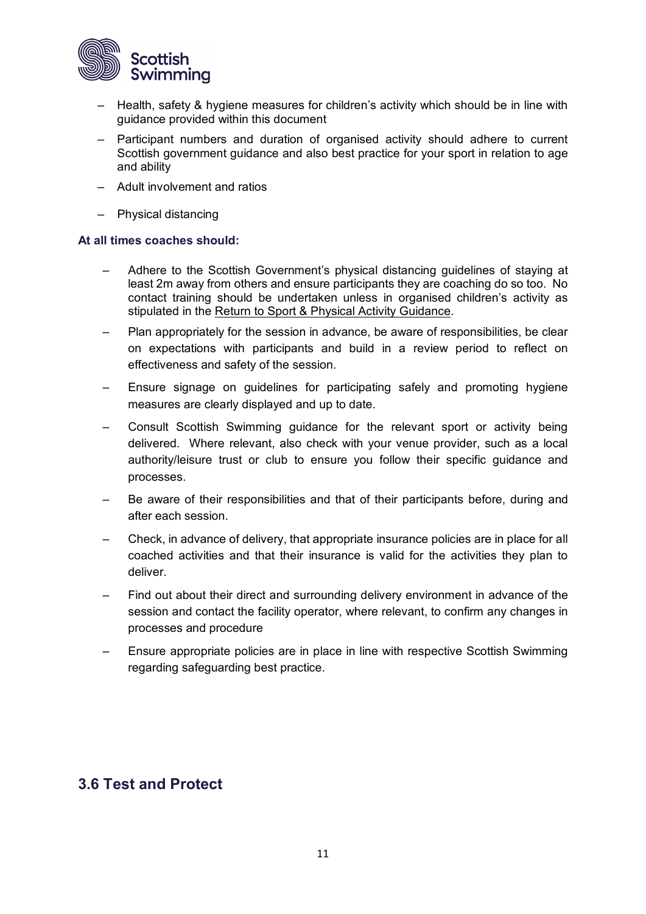- Health, safety & hygiene measures for children's activity which should be in line with guidance provided within this document
- Participant numbers and duration of organised activity should adhere to current Scottish government guidance and also best practice for your sport in relation to age and ability
- Adult involvement and ratios
- Physical distancing

**At all times coaches should:**

- Adhere to the Scottish Government's physical distancing guidelines of staying at least 2m away from others and ensure participants they are coaching do so too. No contact training should be undertaken unless in organised children's activity as stipulated in the Return to Sport & Physical Activity Guidance.
- Plan appropriately for the session in advance, be aware of responsibilities, be clear on expectations with participants and build in a review period to reflect on effectiveness and safety of the session.
- Ensure signage on guidelines for participating safely and promoting hygiene measures are clearly displayed and up to date.
- Consult Scottish Swimming guidance for the relevant sport or activity being delivered. Where relevant, also check with your venue provider, such as a local authority/leisure trust or club to ensure you follow their specific guidance and processes.
- Be aware of their responsibilities and that of their participants before, during and after each session.
- Check, in advance of delivery, that appropriate insurance policies are in place for all coached activities and that their insurance is valid for the activities they plan to deliver.
- Find out about their direct and surrounding delivery environment in advance of the session and contact the facility operator, where relevant, to confirm any changes in processes and procedure
- Ensure appropriate policies are in place in line with respective Scottish Swimming regarding safeguarding best practice.

## 3.6 Test and Protect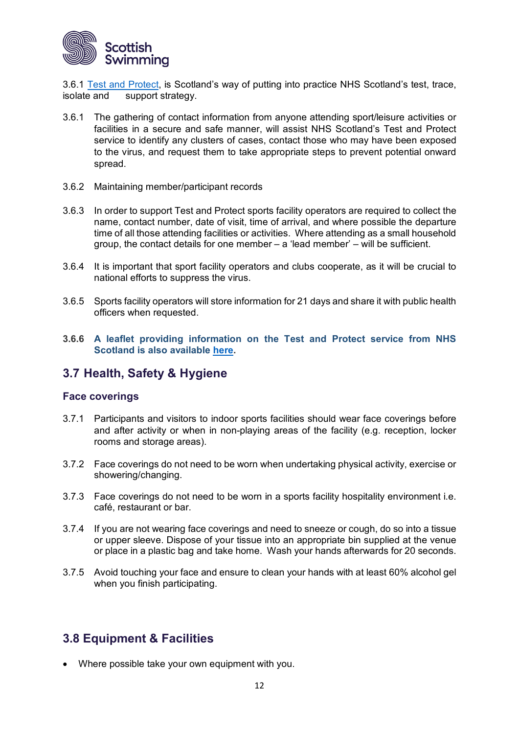3.6.1 Test and Protect, is Scotland's way of putting into practice NHS Scotland's test, trace, isolate and support strategy.

3.6.1 The gathering of contact information from anyone attending sport/leisure activities or facilities in a secure and safe manner, will assist NHS Scotland's Test and Protect service to identify any clusters of cases, contact those who may have been exposed to the virus, and request them to take appropriate steps to prevent potential onward spread.

3.6.2 Maintaining member/participant records

3.6.3 In order to support Test and Protect sports facility operators are required to collect the name, contact number, date of visit, time of arrival, and where possible the departure time of all those attending facilities or activities. Where attending as a small household group, the contact details for one member – a 'lead member' – will be sufficient.

3.6.4 It is important that sport facility operators and clubs cooperate, as it will be crucial to national efforts to suppress the virus.

3.6.5 Sports facility operators will store information for 21 days and share it with public health officers when requested.

**3.6.6 A leaflet providing information on the Test and Protect service from NHS Scotland is also available here.**

## 3.7 Health, Safety & Hygiene

### Face coverings

3.7.1 Participants and visitors to indoor sports facilities should wear face coverings before and after activity or when in non-playing areas of the facility (e.g. reception, locker rooms and storage areas).

3.7.2 Face coverings do not need to be worn when undertaking physical activity, exercise or showering/changing.

3.7.3 Face coverings do not need to be worn in a sports facility hospitality environment i.e. café, restaurant or bar.

3.7.4 If you are not wearing face coverings and need to sneeze or cough, do so into a tissue or upper sleeve. Dispose of your tissue into an appropriate bin supplied at the venue or place in a plastic bag and take home. Wash your hands afterwards for 20 seconds.

3.7.5 Avoid touching your face and ensure to clean your hands with at least 60% alcohol gel when you finish participating.

## 3.8 Equipment & Facilities

- Where possible take your own equipment with you.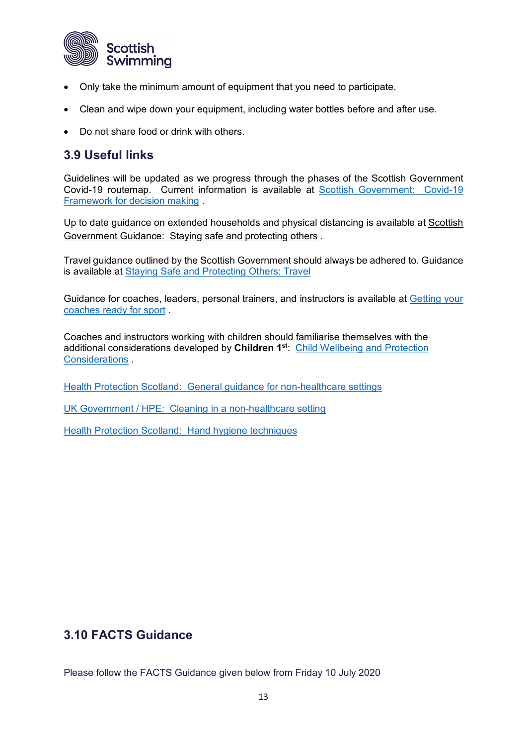- Only take the minimum amount of equipment that you need to participate.
- Clean and wipe down your equipment, including water bottles before and after use.
- Do not share food or drink with others.

## 3.9 Useful links

Guidelines will be updated as we progress through the phases of the Scottish Government Covid-19 routemap. Current information is available at Scottish Government: Covid-19 Framework for decision making .

Up to date guidance on extended households and physical distancing is available at Scottish Government Guidance: Staying safe and protecting others .

Travel guidance outlined by the Scottish Government should always be adhered to. Guidance is available at Staying Safe and Protecting Others: Travel

Guidance for coaches, leaders, personal trainers, and instructors is available at Getting your coaches ready for sport .

Coaches and instructors working with children should familiarise themselves with the additional considerations developed by **Children 1st**: Child Wellbeing and Protection Considerations .

Health Protection Scotland: General guidance for non-healthcare settings

UK Government / HPE: Cleaning in a non-healthcare setting

Health Protection Scotland: Hand hygiene techniques

## 3.10 FACTS Guidance

Please follow the FACTS Guidance given below from Friday 10 July 2020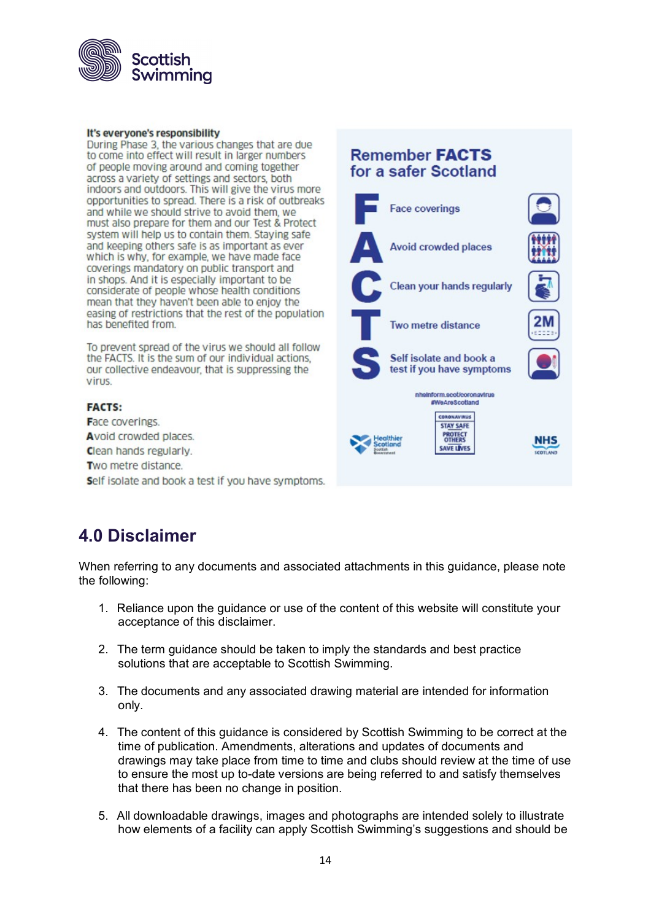**It's everyone's responsibility**

During Phase 3, the various changes that are due to come into effect will result in larger numbers of people moving around and coming together across a variety of settings and sectors, both indoors and outdoors. This will give the virus more opportunities to spread. There is a risk of outbreaks and while we should strive to avoid them, we must also prepare for them and our Test & Protect system will help us to contain them. Staying safe and keeping others safe is as important as ever which is why, for example, we have made face coverings mandatory on public transport and in shops. And it is especially important to be considerate of people whose health conditions mean that they haven't been able to enjoy the easing of restrictions that the rest of the population has benefited from.

To prevent spread of the virus we should all follow the FACTS. It is the sum of our individual actions, our collective endeavour, that is suppressing the virus.

**FACTS:**

**F**ace coverings.
**A**void crowded places.
**C**lean hands regularly.
**T**wo metre distance.
**S**elf isolate and book a test if you have symptoms.

**Remember FACTS for a safer Scotland**

- **F** Face coverings
- **A** Avoid crowded places
- **C** Clean your hands regularly
- **T** Two metre distance
- **S** Self isolate and book a test if you have symptoms

nhsinform.scot/coronavirus
#WeAreScotland

CORONAVIRUS STAY SAFE PROTECT OTHERS SAVE LIVES

## 4.0 Disclaimer

When referring to any documents and associated attachments in this guidance, please note the following:

1. Reliance upon the guidance or use of the content of this website will constitute your acceptance of this disclaimer.
2. The term guidance should be taken to imply the standards and best practice solutions that are acceptable to Scottish Swimming.
3. The documents and any associated drawing material are intended for information only.
4. The content of this guidance is considered by Scottish Swimming to be correct at the time of publication. Amendments, alterations and updates of documents and drawings may take place from time to time and clubs should review at the time of use to ensure the most up to-date versions are being referred to and satisfy themselves that there has been no change in position.
5. All downloadable drawings, images and photographs are intended solely to illustrate how elements of a facility can apply Scottish Swimming's suggestions and should be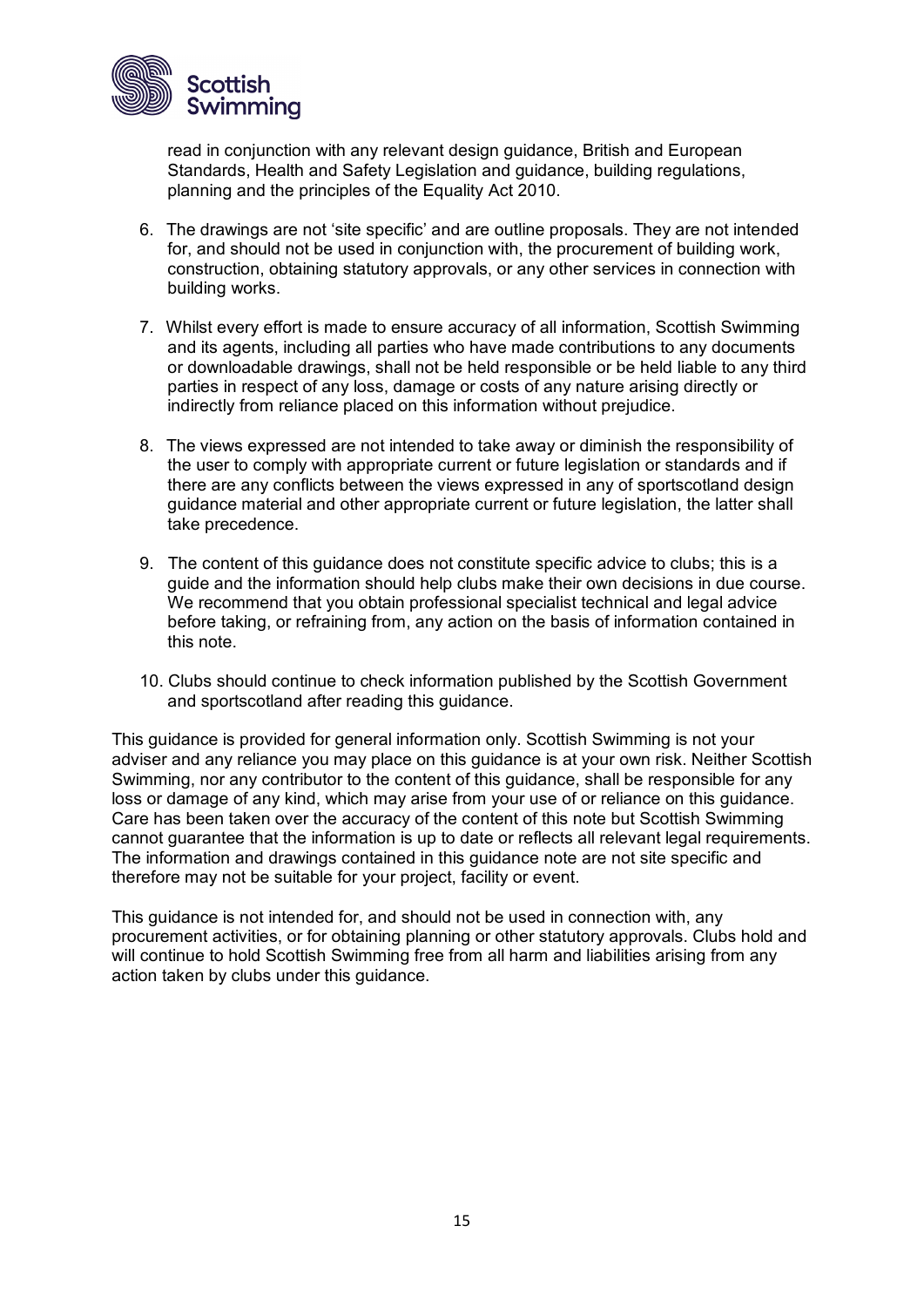read in conjunction with any relevant design guidance, British and European Standards, Health and Safety Legislation and guidance, building regulations, planning and the principles of the Equality Act 2010.

6. The drawings are not 'site specific' and are outline proposals. They are not intended for, and should not be used in conjunction with, the procurement of building work, construction, obtaining statutory approvals, or any other services in connection with building works.

7. Whilst every effort is made to ensure accuracy of all information, Scottish Swimming and its agents, including all parties who have made contributions to any documents or downloadable drawings, shall not be held responsible or be held liable to any third parties in respect of any loss, damage or costs of any nature arising directly or indirectly from reliance placed on this information without prejudice.

8. The views expressed are not intended to take away or diminish the responsibility of the user to comply with appropriate current or future legislation or standards and if there are any conflicts between the views expressed in any of sportscotland design guidance material and other appropriate current or future legislation, the latter shall take precedence.

9. The content of this guidance does not constitute specific advice to clubs; this is a guide and the information should help clubs make their own decisions in due course. We recommend that you obtain professional specialist technical and legal advice before taking, or refraining from, any action on the basis of information contained in this note.

10. Clubs should continue to check information published by the Scottish Government and sportscotland after reading this guidance.

This guidance is provided for general information only. Scottish Swimming is not your adviser and any reliance you may place on this guidance is at your own risk. Neither Scottish Swimming, nor any contributor to the content of this guidance, shall be responsible for any loss or damage of any kind, which may arise from your use of or reliance on this guidance. Care has been taken over the accuracy of the content of this note but Scottish Swimming cannot guarantee that the information is up to date or reflects all relevant legal requirements. The information and drawings contained in this guidance note are not site specific and therefore may not be suitable for your project, facility or event.

This guidance is not intended for, and should not be used in connection with, any procurement activities, or for obtaining planning or other statutory approvals. Clubs hold and will continue to hold Scottish Swimming free from all harm and liabilities arising from any action taken by clubs under this guidance.